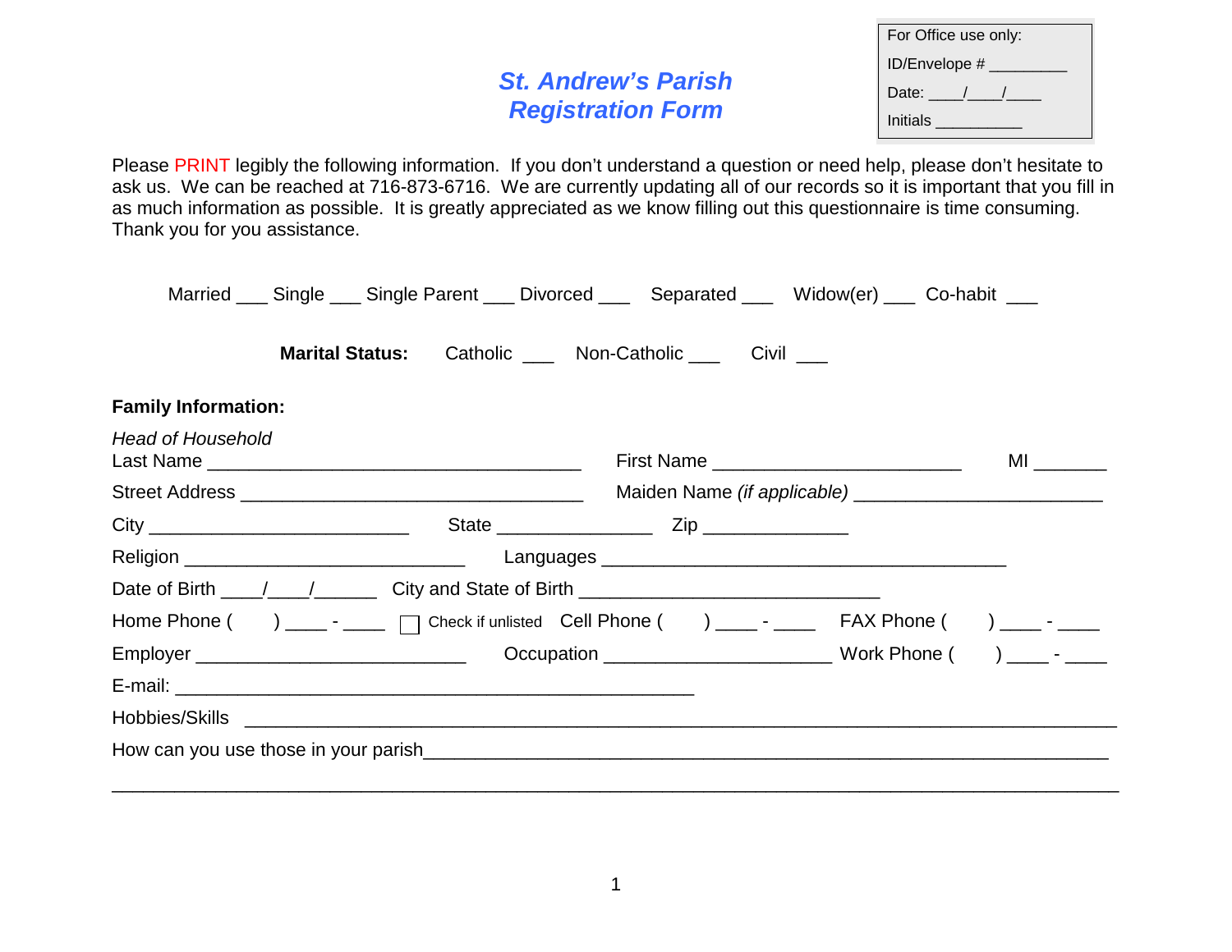For Office use only:

ID/Envelope # _________

Date: ____/____/____

Initials __________

# St. Andrew's Parish Registration Form

Please PRINT legibly the following information. If you don't understand a question or need help, please don't hesitate to ask us. We can be reached at 716-873-6716. We are currently updating all of our records so it is important that you fill in as much information as possible. It is greatly appreciated as we know filling out this questionnaire is time consuming. Thank you for you assistance.

Married ___ Single ___ Single Parent ___ Divorced ___ Separated ___ Widow(er) ___ Co-habit ___

**Marital Status:** Catholic ___ Non-Catholic ___ Civil ___

**Family Information:**

*Head of Household*

Last Name ___________________________________ First Name ________________________ MI _______

Street Address _________________________________ Maiden Name *(if applicable)* ________________________

City _________________________ State _______________ Zip ______________

Religion ___________________________ Languages _______________________________________

Date of Birth ____/____/______ City and State of Birth _____________________________

Home Phone (     ) ____ - ____ ☐ Check if unlisted Cell Phone (     ) ____ - ____ FAX Phone (     ) ____ - ____

Employer __________________________ Occupation ______________________ Work Phone (     ) ____ - ____

E-mail: __________________________________________________

Hobbies/Skills _____________________________________________________________________________

How can you use those in your parish_________________________________________________________________

_______________________________________________________________________________________________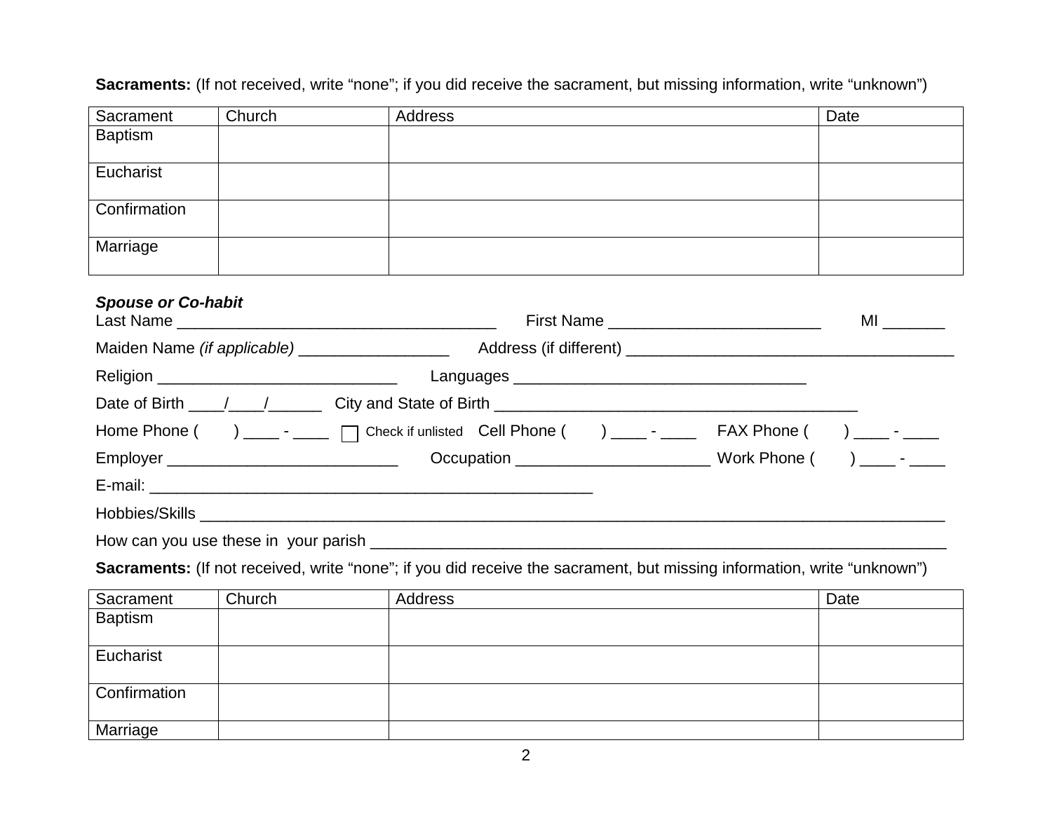**Sacraments:** (If not received, write "none"; if you did receive the sacrament, but missing information, write "unknown")

| Sacrament | Church | Address | Date |
|---|---|---|---|
| Baptism | | | |
| Eucharist | | | |
| Confirmation | | | |
| Marriage | | | |

***Spouse or Co-habit***

Last Name ____________________________________ First Name ________________________ MI _______

Maiden Name *(if applicable)* _________________ Address (if different) _____________________________________

Religion ___________________________ Languages _________________________________

Date of Birth ____/____/______ City and State of Birth _________________________________________

Home Phone ( ) ____ - ____ ☐ Check if unlisted Cell Phone ( ) ____ - ____ FAX Phone ( ) ____ - ____

Employer _________________________ Occupation ______________________ Work Phone ( ) ____ - ____

E-mail: ___________________________________________________

Hobbies/Skills _____________________________________________________________________________________

How can you use these in your parish ____________________________________________________________________

**Sacraments:** (If not received, write "none"; if you did receive the sacrament, but missing information, write "unknown")

| Sacrament | Church | Address | Date |
|---|---|---|---|
| Baptism | | | |
| Eucharist | | | |
| Confirmation | | | |
| Marriage | | | |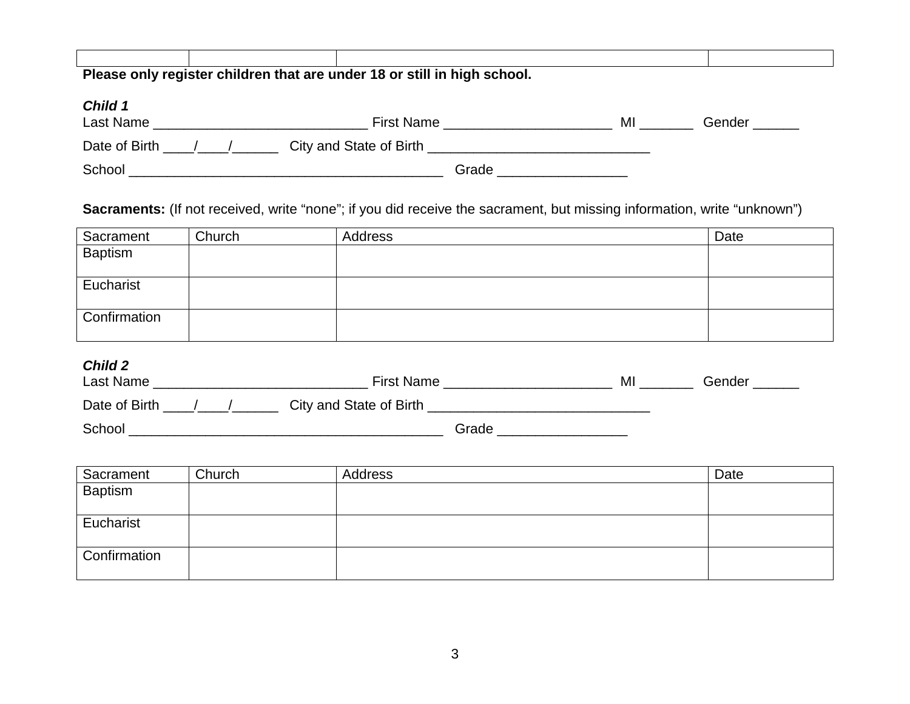| | | | |
|---|---|---|---|
| | | | |

**Please only register children that are under 18 or still in high school.**

***Child 1***

Last Name ____________________________ First Name ______________________ MI _______ Gender ______

Date of Birth ____/____/______ City and State of Birth _____________________________

School _________________________________________ Grade _________________

**Sacraments:** (If not received, write “none”; if you did receive the sacrament, but missing information, write “unknown”)

| Sacrament | Church | Address | Date |
|---|---|---|---|
| Baptism | | | |
| Eucharist | | | |
| Confirmation | | | |

***Child 2***

Last Name ____________________________ First Name ______________________ MI _______ Gender ______

Date of Birth ____/____/______ City and State of Birth _____________________________

School _________________________________________ Grade _________________

| Sacrament | Church | Address | Date |
|---|---|---|---|
| Baptism | | | |
| Eucharist | | | |
| Confirmation | | | |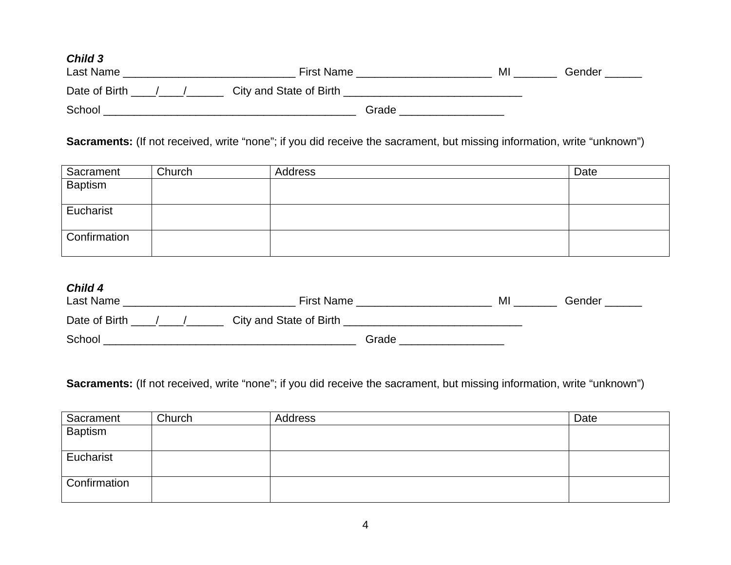***Child 3***

Last Name ____________________________ First Name ______________________ MI _______ Gender ______

Date of Birth ____/____/______ City and State of Birth _____________________________

School _________________________________________ Grade _________________

**Sacraments:** (If not received, write "none"; if you did receive the sacrament, but missing information, write "unknown")

| Sacrament | Church | Address | Date |
|---|---|---|---|
| Baptism | | | |
| Eucharist | | | |
| Confirmation | | | |

***Child 4***

Last Name ____________________________ First Name ______________________ MI _______ Gender ______

Date of Birth ____/____/______ City and State of Birth _____________________________

School _________________________________________ Grade _________________

**Sacraments:** (If not received, write "none"; if you did receive the sacrament, but missing information, write "unknown")

| Sacrament | Church | Address | Date |
|---|---|---|---|
| Baptism | | | |
| Eucharist | | | |
| Confirmation | | | |